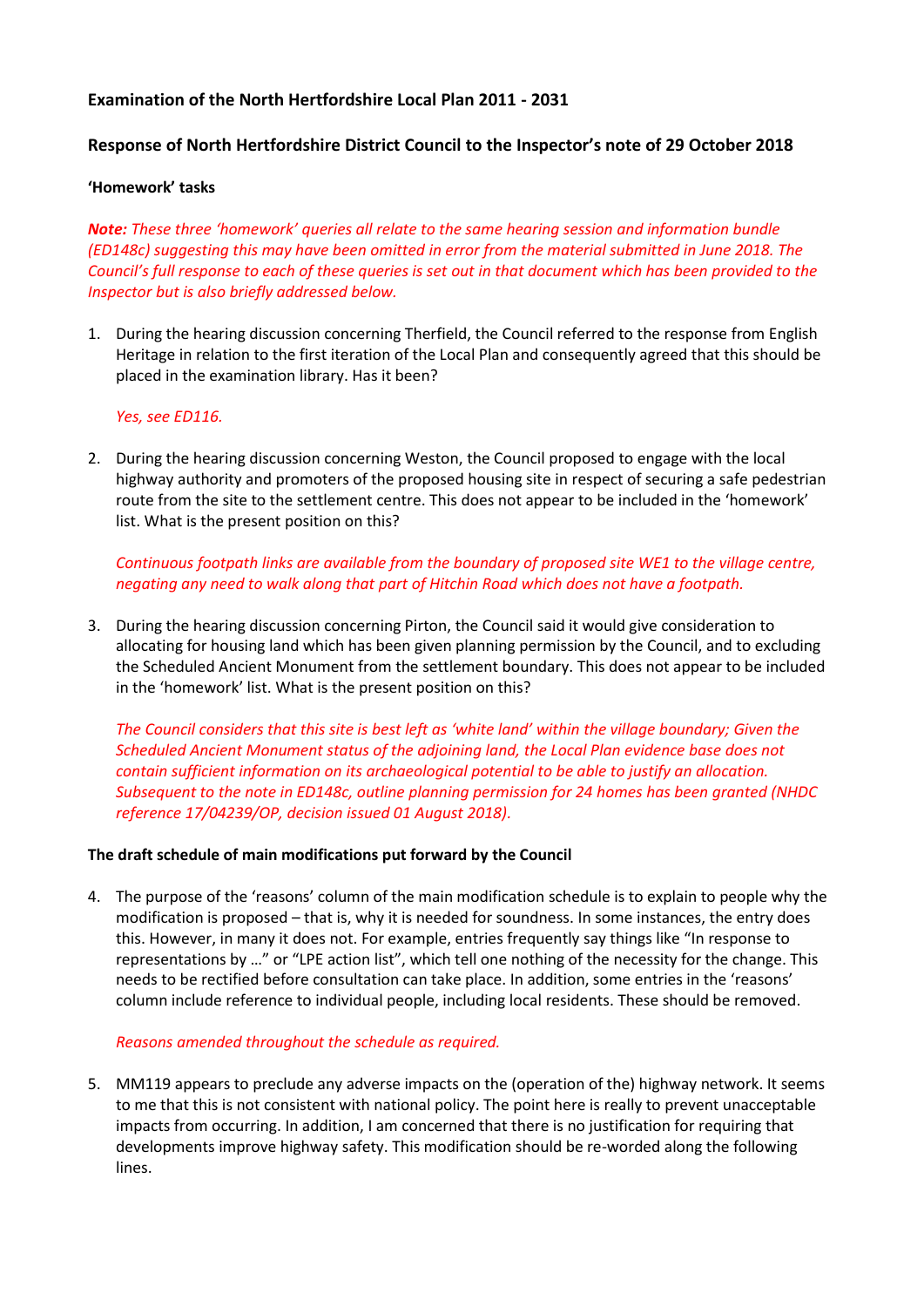**Examination of the North Hertfordshire Local Plan 2011 - 2031**

**Response of North Hertfordshire District Council to the Inspector's note of 29 October 2018**

**'Homework' tasks**

***Note:*** *These three 'homework' queries all relate to the same hearing session and information bundle (ED148c) suggesting this may have been omitted in error from the material submitted in June 2018. The Council's full response to each of these queries is set out in that document which has been provided to the Inspector but is also briefly addressed below.*

1. During the hearing discussion concerning Therfield, the Council referred to the response from English Heritage in relation to the first iteration of the Local Plan and consequently agreed that this should be placed in the examination library. Has it been?

   *Yes, see ED116.*

2. During the hearing discussion concerning Weston, the Council proposed to engage with the local highway authority and promoters of the proposed housing site in respect of securing a safe pedestrian route from the site to the settlement centre. This does not appear to be included in the 'homework' list. What is the present position on this?

   *Continuous footpath links are available from the boundary of proposed site WE1 to the village centre, negating any need to walk along that part of Hitchin Road which does not have a footpath.*

3. During the hearing discussion concerning Pirton, the Council said it would give consideration to allocating for housing land which has been given planning permission by the Council, and to excluding the Scheduled Ancient Monument from the settlement boundary. This does not appear to be included in the 'homework' list. What is the present position on this?

   *The Council considers that this site is best left as 'white land' within the village boundary; Given the Scheduled Ancient Monument status of the adjoining land, the Local Plan evidence base does not contain sufficient information on its archaeological potential to be able to justify an allocation. Subsequent to the note in ED148c, outline planning permission for 24 homes has been granted (NHDC reference 17/04239/OP, decision issued 01 August 2018).*

**The draft schedule of main modifications put forward by the Council**

4. The purpose of the 'reasons' column of the main modification schedule is to explain to people why the modification is proposed – that is, why it is needed for soundness. In some instances, the entry does this. However, in many it does not. For example, entries frequently say things like "In response to representations by …" or "LPE action list", which tell one nothing of the necessity for the change. This needs to be rectified before consultation can take place. In addition, some entries in the 'reasons' column include reference to individual people, including local residents. These should be removed.

   *Reasons amended throughout the schedule as required.*

5. MM119 appears to preclude any adverse impacts on the (operation of the) highway network. It seems to me that this is not consistent with national policy. The point here is really to prevent unacceptable impacts from occurring. In addition, I am concerned that there is no justification for requiring that developments improve highway safety. This modification should be re-worded along the following lines.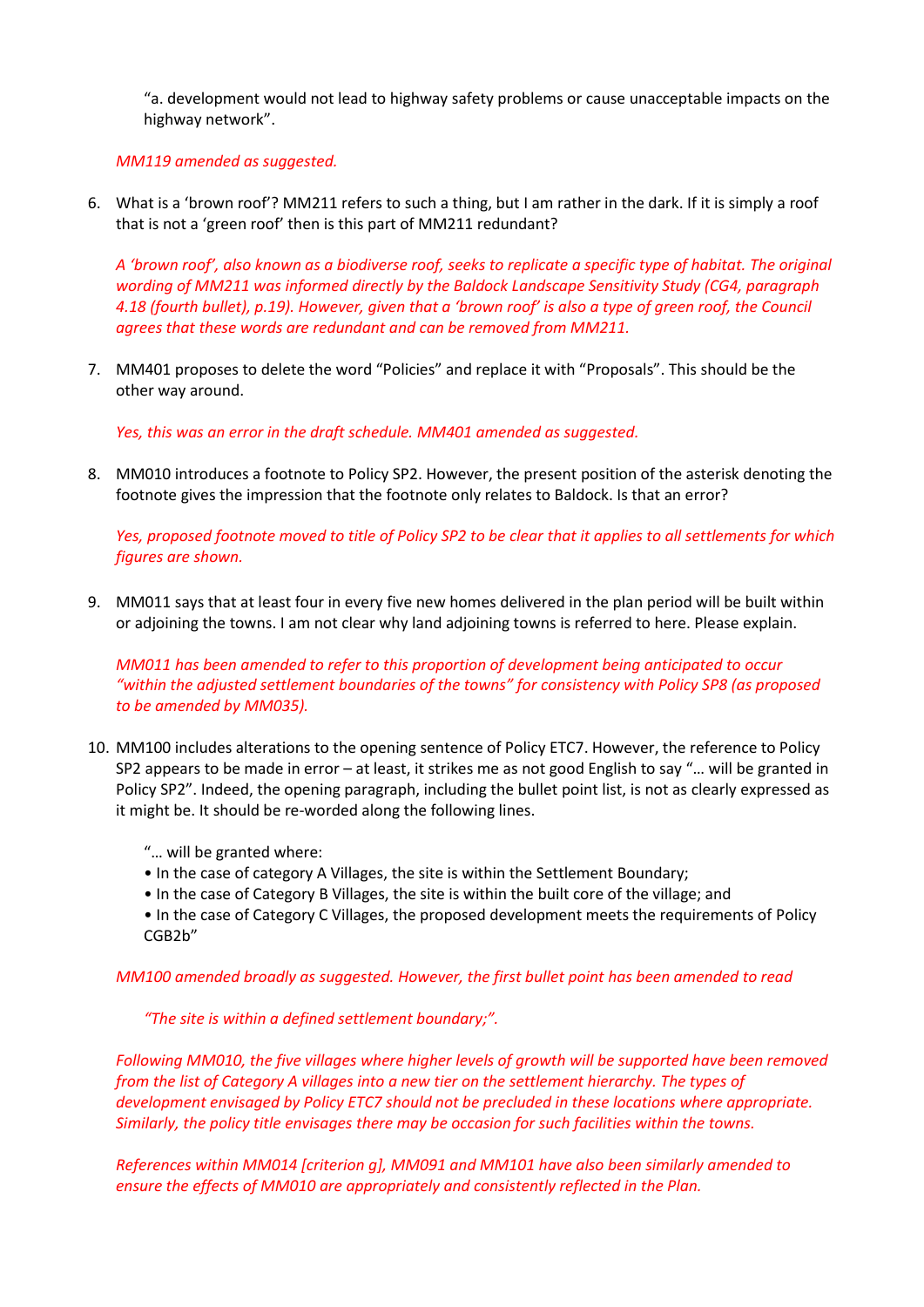"a. development would not lead to highway safety problems or cause unacceptable impacts on the highway network".

*MM119 amended as suggested.*

6. What is a 'brown roof'? MM211 refers to such a thing, but I am rather in the dark. If it is simply a roof that is not a 'green roof' then is this part of MM211 redundant?

   *A 'brown roof', also known as a biodiverse roof, seeks to replicate a specific type of habitat. The original wording of MM211 was informed directly by the Baldock Landscape Sensitivity Study (CG4, paragraph 4.18 (fourth bullet), p.19). However, given that a 'brown roof' is also a type of green roof, the Council agrees that these words are redundant and can be removed from MM211.*

7. MM401 proposes to delete the word "Policies" and replace it with "Proposals". This should be the other way around.

   *Yes, this was an error in the draft schedule. MM401 amended as suggested.*

8. MM010 introduces a footnote to Policy SP2. However, the present position of the asterisk denoting the footnote gives the impression that the footnote only relates to Baldock. Is that an error?

   *Yes, proposed footnote moved to title of Policy SP2 to be clear that it applies to all settlements for which figures are shown.*

9. MM011 says that at least four in every five new homes delivered in the plan period will be built within or adjoining the towns. I am not clear why land adjoining towns is referred to here. Please explain.

   *MM011 has been amended to refer to this proportion of development being anticipated to occur "within the adjusted settlement boundaries of the towns" for consistency with Policy SP8 (as proposed to be amended by MM035).*

10. MM100 includes alterations to the opening sentence of Policy ETC7. However, the reference to Policy SP2 appears to be made in error – at least, it strikes me as not good English to say "… will be granted in Policy SP2". Indeed, the opening paragraph, including the bullet point list, is not as clearly expressed as it might be. It should be re-worded along the following lines.

    "… will be granted where:
    • In the case of category A Villages, the site is within the Settlement Boundary;
    • In the case of Category B Villages, the site is within the built core of the village; and
    • In the case of Category C Villages, the proposed development meets the requirements of Policy CGB2b"

    *MM100 amended broadly as suggested. However, the first bullet point has been amended to read*

    *"The site is within a defined settlement boundary;".*

    *Following MM010, the five villages where higher levels of growth will be supported have been removed from the list of Category A villages into a new tier on the settlement hierarchy. The types of development envisaged by Policy ETC7 should not be precluded in these locations where appropriate. Similarly, the policy title envisages there may be occasion for such facilities within the towns.*

    *References within MM014 [criterion g], MM091 and MM101 have also been similarly amended to ensure the effects of MM010 are appropriately and consistently reflected in the Plan.*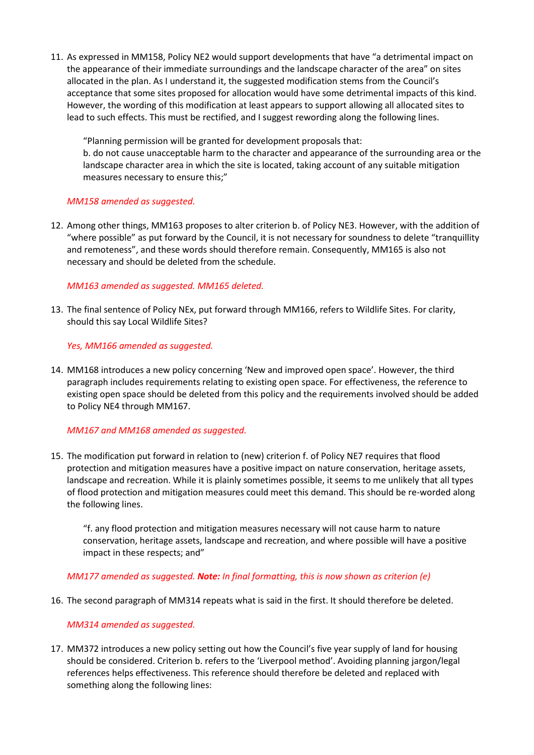11. As expressed in MM158, Policy NE2 would support developments that have "a detrimental impact on the appearance of their immediate surroundings and the landscape character of the area" on sites allocated in the plan. As I understand it, the suggested modification stems from the Council's acceptance that some sites proposed for allocation would have some detrimental impacts of this kind. However, the wording of this modification at least appears to support allowing all allocated sites to lead to such effects. This must be rectified, and I suggest rewording along the following lines.

    "Planning permission will be granted for development proposals that:
    b. do not cause unacceptable harm to the character and appearance of the surrounding area or the landscape character area in which the site is located, taking account of any suitable mitigation measures necessary to ensure this;"

    *MM158 amended as suggested.*

12. Among other things, MM163 proposes to alter criterion b. of Policy NE3. However, with the addition of "where possible" as put forward by the Council, it is not necessary for soundness to delete "tranquillity and remoteness", and these words should therefore remain. Consequently, MM165 is also not necessary and should be deleted from the schedule.

    *MM163 amended as suggested. MM165 deleted.*

13. The final sentence of Policy NEx, put forward through MM166, refers to Wildlife Sites. For clarity, should this say Local Wildlife Sites?

    *Yes, MM166 amended as suggested.*

14. MM168 introduces a new policy concerning 'New and improved open space'. However, the third paragraph includes requirements relating to existing open space. For effectiveness, the reference to existing open space should be deleted from this policy and the requirements involved should be added to Policy NE4 through MM167.

    *MM167 and MM168 amended as suggested.*

15. The modification put forward in relation to (new) criterion f. of Policy NE7 requires that flood protection and mitigation measures have a positive impact on nature conservation, heritage assets, landscape and recreation. While it is plainly sometimes possible, it seems to me unlikely that all types of flood protection and mitigation measures could meet this demand. This should be re-worded along the following lines.

    "f. any flood protection and mitigation measures necessary will not cause harm to nature conservation, heritage assets, landscape and recreation, and where possible will have a positive impact in these respects; and"

    *MM177 amended as suggested. **Note:** In final formatting, this is now shown as criterion (e)*

16. The second paragraph of MM314 repeats what is said in the first. It should therefore be deleted.

    *MM314 amended as suggested.*

17. MM372 introduces a new policy setting out how the Council's five year supply of land for housing should be considered. Criterion b. refers to the 'Liverpool method'. Avoiding planning jargon/legal references helps effectiveness. This reference should therefore be deleted and replaced with something along the following lines: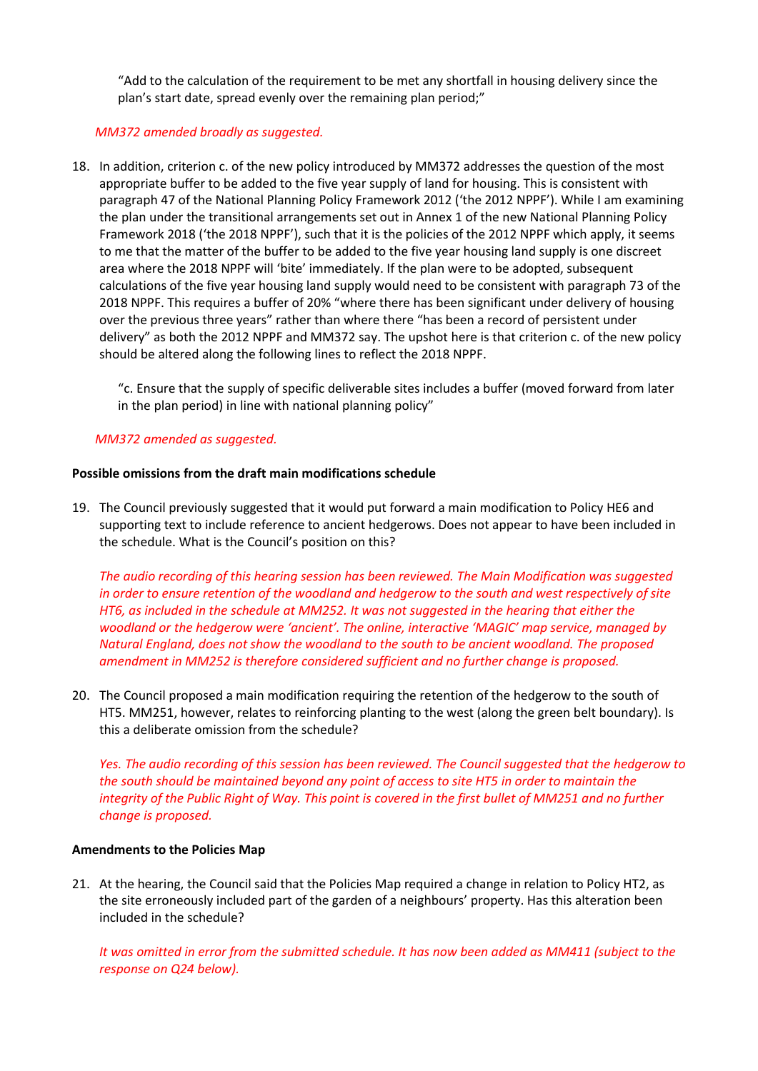> "Add to the calculation of the requirement to be met any shortfall in housing delivery since the plan's start date, spread evenly over the remaining plan period;"

*MM372 amended broadly as suggested.*

18. In addition, criterion c. of the new policy introduced by MM372 addresses the question of the most appropriate buffer to be added to the five year supply of land for housing. This is consistent with paragraph 47 of the National Planning Policy Framework 2012 ('the 2012 NPPF'). While I am examining the plan under the transitional arrangements set out in Annex 1 of the new National Planning Policy Framework 2018 ('the 2018 NPPF'), such that it is the policies of the 2012 NPPF which apply, it seems to me that the matter of the buffer to be added to the five year housing land supply is one discreet area where the 2018 NPPF will 'bite' immediately. If the plan were to be adopted, subsequent calculations of the five year housing land supply would need to be consistent with paragraph 73 of the 2018 NPPF. This requires a buffer of 20% "where there has been significant under delivery of housing over the previous three years" rather than where there "has been a record of persistent under delivery" as both the 2012 NPPF and MM372 say. The upshot here is that criterion c. of the new policy should be altered along the following lines to reflect the 2018 NPPF.

> "c. Ensure that the supply of specific deliverable sites includes a buffer (moved forward from later in the plan period) in line with national planning policy"

*MM372 amended as suggested.*

**Possible omissions from the draft main modifications schedule**

19. The Council previously suggested that it would put forward a main modification to Policy HE6 and supporting text to include reference to ancient hedgerows. Does not appear to have been included in the schedule. What is the Council's position on this?

    *The audio recording of this hearing session has been reviewed. The Main Modification was suggested in order to ensure retention of the woodland and hedgerow to the south and west respectively of site HT6, as included in the schedule at MM252. It was not suggested in the hearing that either the woodland or the hedgerow were 'ancient'. The online, interactive 'MAGIC' map service, managed by Natural England, does not show the woodland to the south to be ancient woodland. The proposed amendment in MM252 is therefore considered sufficient and no further change is proposed.*

20. The Council proposed a main modification requiring the retention of the hedgerow to the south of HT5. MM251, however, relates to reinforcing planting to the west (along the green belt boundary). Is this a deliberate omission from the schedule?

    *Yes. The audio recording of this session has been reviewed. The Council suggested that the hedgerow to the south should be maintained beyond any point of access to site HT5 in order to maintain the integrity of the Public Right of Way. This point is covered in the first bullet of MM251 and no further change is proposed.*

**Amendments to the Policies Map**

21. At the hearing, the Council said that the Policies Map required a change in relation to Policy HT2, as the site erroneously included part of the garden of a neighbours' property. Has this alteration been included in the schedule?

    *It was omitted in error from the submitted schedule. It has now been added as MM411 (subject to the response on Q24 below).*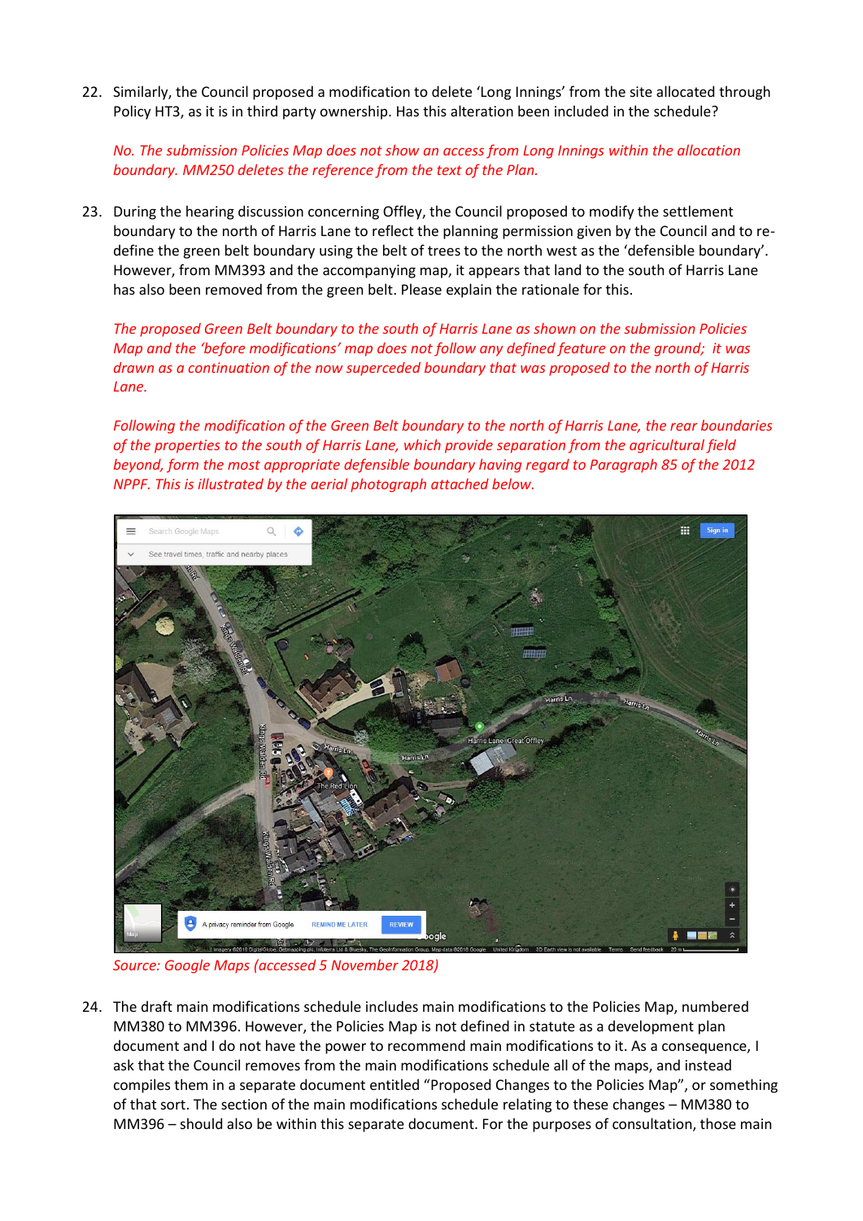22. Similarly, the Council proposed a modification to delete 'Long Innings' from the site allocated through Policy HT3, as it is in third party ownership. Has this alteration been included in the schedule?

    *No. The submission Policies Map does not show an access from Long Innings within the allocation boundary. MM250 deletes the reference from the text of the Plan.*

23. During the hearing discussion concerning Offley, the Council proposed to modify the settlement boundary to the north of Harris Lane to reflect the planning permission given by the Council and to re-define the green belt boundary using the belt of trees to the north west as the 'defensible boundary'. However, from MM393 and the accompanying map, it appears that land to the south of Harris Lane has also been removed from the green belt. Please explain the rationale for this.

    *The proposed Green Belt boundary to the south of Harris Lane as shown on the submission Policies Map and the 'before modifications' map does not follow any defined feature on the ground; it was drawn as a continuation of the now superceded boundary that was proposed to the north of Harris Lane.*

    *Following the modification of the Green Belt boundary to the north of Harris Lane, the rear boundaries of the properties to the south of Harris Lane, which provide separation from the agricultural field beyond, form the most appropriate defensible boundary having regard to Paragraph 85 of the 2012 NPPF. This is illustrated by the aerial photograph attached below.*

    *Source: Google Maps (accessed 5 November 2018)*

24. The draft main modifications schedule includes main modifications to the Policies Map, numbered MM380 to MM396. However, the Policies Map is not defined in statute as a development plan document and I do not have the power to recommend main modifications to it. As a consequence, I ask that the Council removes from the main modifications schedule all of the maps, and instead compiles them in a separate document entitled "Proposed Changes to the Policies Map", or something of that sort. The section of the main modifications schedule relating to these changes – MM380 to MM396 – should also be within this separate document. For the purposes of consultation, those main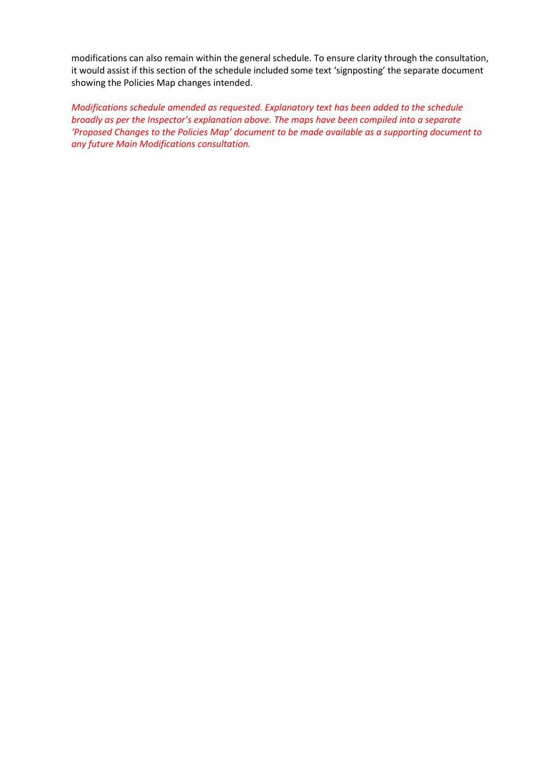modifications can also remain within the general schedule. To ensure clarity through the consultation, it would assist if this section of the schedule included some text 'signposting' the separate document showing the Policies Map changes intended.

*Modifications schedule amended as requested. Explanatory text has been added to the schedule broadly as per the Inspector's explanation above. The maps have been compiled into a separate 'Proposed Changes to the Policies Map' document to be made available as a supporting document to any future Main Modifications consultation.*